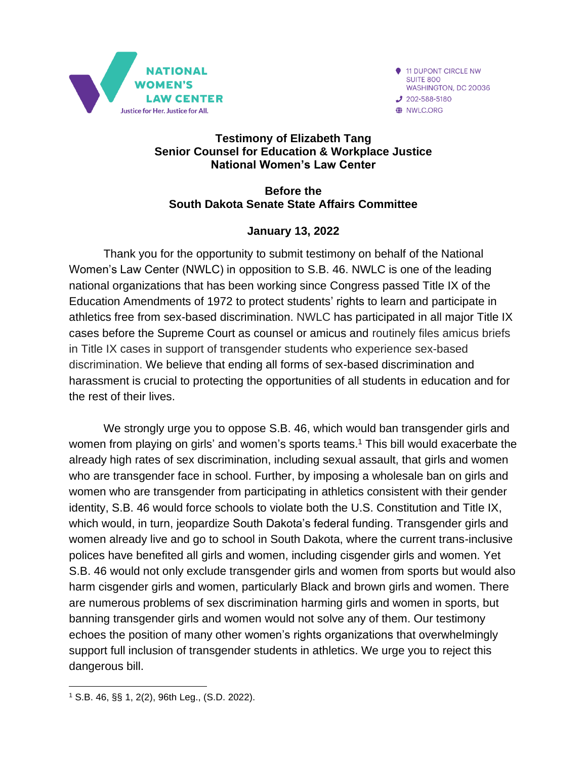NATIONAL WOMEN'S LAW CENTER
Justice for Her. Justice for All.

11 DUPONT CIRCLE NW
SUITE 800
WASHINGTON, DC 20036
202-588-5180
NWLC.ORG

**Testimony of Elizabeth Tang**
**Senior Counsel for Education & Workplace Justice**
**National Women's Law Center**

**Before the**
**South Dakota Senate State Affairs Committee**

**January 13, 2022**

Thank you for the opportunity to submit testimony on behalf of the National Women's Law Center (NWLC) in opposition to S.B. 46. NWLC is one of the leading national organizations that has been working since Congress passed Title IX of the Education Amendments of 1972 to protect students' rights to learn and participate in athletics free from sex-based discrimination. NWLC has participated in all major Title IX cases before the Supreme Court as counsel or amicus and routinely files amicus briefs in Title IX cases in support of transgender students who experience sex-based discrimination. We believe that ending all forms of sex-based discrimination and harassment is crucial to protecting the opportunities of all students in education and for the rest of their lives.

We strongly urge you to oppose S.B. 46, which would ban transgender girls and women from playing on girls' and women's sports teams.[1] This bill would exacerbate the already high rates of sex discrimination, including sexual assault, that girls and women who are transgender face in school. Further, by imposing a wholesale ban on girls and women who are transgender from participating in athletics consistent with their gender identity, S.B. 46 would force schools to violate both the U.S. Constitution and Title IX, which would, in turn, jeopardize South Dakota's federal funding. Transgender girls and women already live and go to school in South Dakota, where the current trans-inclusive polices have benefited all girls and women, including cisgender girls and women. Yet S.B. 46 would not only exclude transgender girls and women from sports but would also harm cisgender girls and women, particularly Black and brown girls and women. There are numerous problems of sex discrimination harming girls and women in sports, but banning transgender girls and women would not solve any of them. Our testimony echoes the position of many other women's rights organizations that overwhelmingly support full inclusion of transgender students in athletics. We urge you to reject this dangerous bill.

[1] S.B. 46, §§ 1, 2(2), 96th Leg., (S.D. 2022).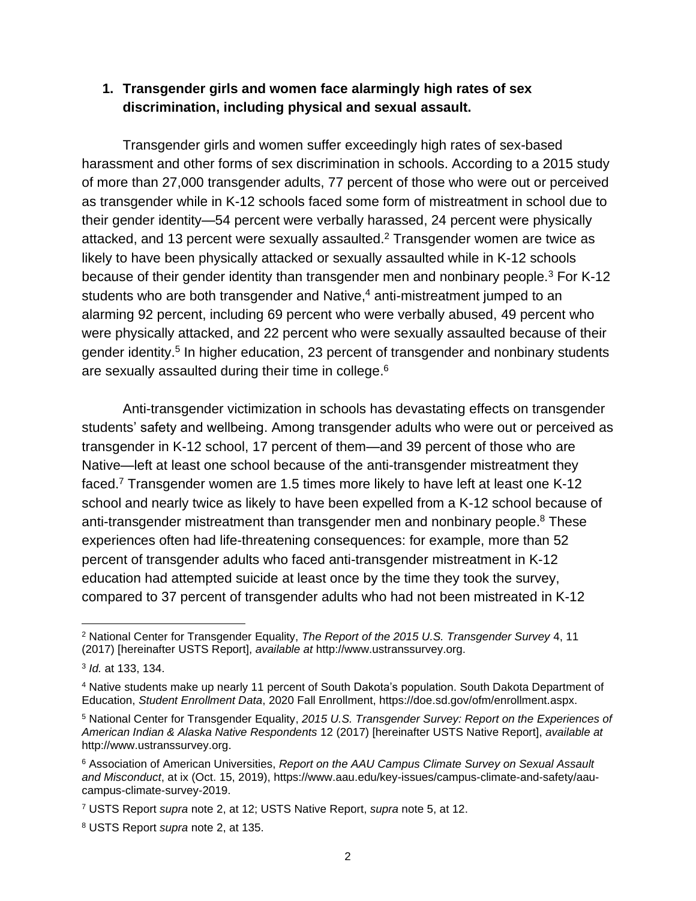**1. Transgender girls and women face alarmingly high rates of sex discrimination, including physical and sexual assault.**

Transgender girls and women suffer exceedingly high rates of sex-based harassment and other forms of sex discrimination in schools. According to a 2015 study of more than 27,000 transgender adults, 77 percent of those who were out or perceived as transgender while in K-12 schools faced some form of mistreatment in school due to their gender identity—54 percent were verbally harassed, 24 percent were physically attacked, and 13 percent were sexually assaulted.[2] Transgender women are twice as likely to have been physically attacked or sexually assaulted while in K-12 schools because of their gender identity than transgender men and nonbinary people.[3] For K-12 students who are both transgender and Native,[4] anti-mistreatment jumped to an alarming 92 percent, including 69 percent who were verbally abused, 49 percent who were physically attacked, and 22 percent who were sexually assaulted because of their gender identity.[5] In higher education, 23 percent of transgender and nonbinary students are sexually assaulted during their time in college.[6]

Anti-transgender victimization in schools has devastating effects on transgender students' safety and wellbeing. Among transgender adults who were out or perceived as transgender in K-12 school, 17 percent of them—and 39 percent of those who are Native—left at least one school because of the anti-transgender mistreatment they faced.[7] Transgender women are 1.5 times more likely to have left at least one K-12 school and nearly twice as likely to have been expelled from a K-12 school because of anti-transgender mistreatment than transgender men and nonbinary people.[8] These experiences often had life-threatening consequences: for example, more than 52 percent of transgender adults who faced anti-transgender mistreatment in K-12 education had attempted suicide at least once by the time they took the survey, compared to 37 percent of transgender adults who had not been mistreated in K-12

---

[2] National Center for Transgender Equality, *The Report of the 2015 U.S. Transgender Survey* 4, 11 (2017) [hereinafter USTS Report], *available at* http://www.ustranssurvey.org.

[3] *Id.* at 133, 134.

[4] Native students make up nearly 11 percent of South Dakota's population. South Dakota Department of Education, *Student Enrollment Data*, 2020 Fall Enrollment, https://doe.sd.gov/ofm/enrollment.aspx.

[5] National Center for Transgender Equality, *2015 U.S. Transgender Survey: Report on the Experiences of American Indian & Alaska Native Respondents* 12 (2017) [hereinafter USTS Native Report], *available at* http://www.ustranssurvey.org.

[6] Association of American Universities, *Report on the AAU Campus Climate Survey on Sexual Assault and Misconduct*, at ix (Oct. 15, 2019), https://www.aau.edu/key-issues/campus-climate-and-safety/aau-campus-climate-survey-2019.

[7] USTS Report *supra* note 2, at 12; USTS Native Report, *supra* note 5, at 12.

[8] USTS Report *supra* note 2, at 135.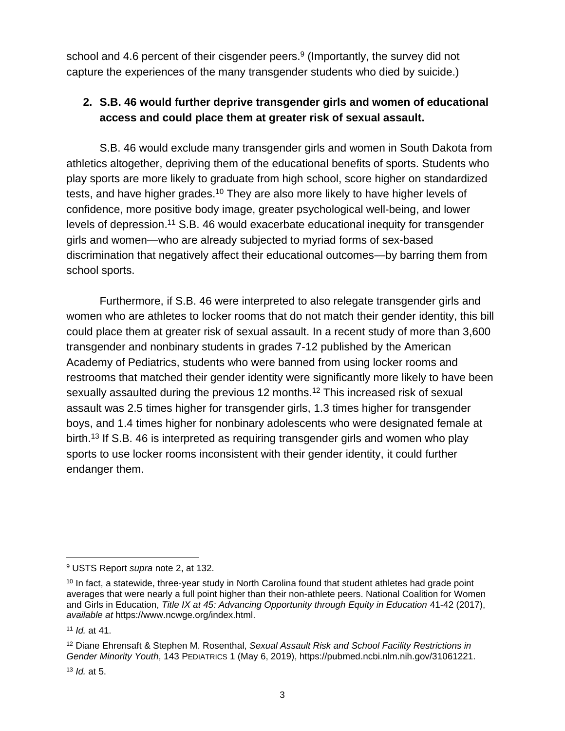school and 4.6 percent of their cisgender peers.[9] (Importantly, the survey did not capture the experiences of the many transgender students who died by suicide.)

## 2. S.B. 46 would further deprive transgender girls and women of educational access and could place them at greater risk of sexual assault.

S.B. 46 would exclude many transgender girls and women in South Dakota from athletics altogether, depriving them of the educational benefits of sports. Students who play sports are more likely to graduate from high school, score higher on standardized tests, and have higher grades.[10] They are also more likely to have higher levels of confidence, more positive body image, greater psychological well-being, and lower levels of depression.[11] S.B. 46 would exacerbate educational inequity for transgender girls and women—who are already subjected to myriad forms of sex-based discrimination that negatively affect their educational outcomes—by barring them from school sports.

Furthermore, if S.B. 46 were interpreted to also relegate transgender girls and women who are athletes to locker rooms that do not match their gender identity, this bill could place them at greater risk of sexual assault. In a recent study of more than 3,600 transgender and nonbinary students in grades 7-12 published by the American Academy of Pediatrics, students who were banned from using locker rooms and restrooms that matched their gender identity were significantly more likely to have been sexually assaulted during the previous 12 months.[12] This increased risk of sexual assault was 2.5 times higher for transgender girls, 1.3 times higher for transgender boys, and 1.4 times higher for nonbinary adolescents who were designated female at birth.[13] If S.B. 46 is interpreted as requiring transgender girls and women who play sports to use locker rooms inconsistent with their gender identity, it could further endanger them.

---

[9] USTS Report *supra* note 2, at 132.

[10] In fact, a statewide, three-year study in North Carolina found that student athletes had grade point averages that were nearly a full point higher than their non-athlete peers. National Coalition for Women and Girls in Education, *Title IX at 45: Advancing Opportunity through Equity in Education* 41-42 (2017), *available at* https://www.ncwge.org/index.html.

[11] *Id.* at 41.

[12] Diane Ehrensaft & Stephen M. Rosenthal, *Sexual Assault Risk and School Facility Restrictions in Gender Minority Youth*, 143 PEDIATRICS 1 (May 6, 2019), https://pubmed.ncbi.nlm.nih.gov/31061221.

[13] *Id.* at 5.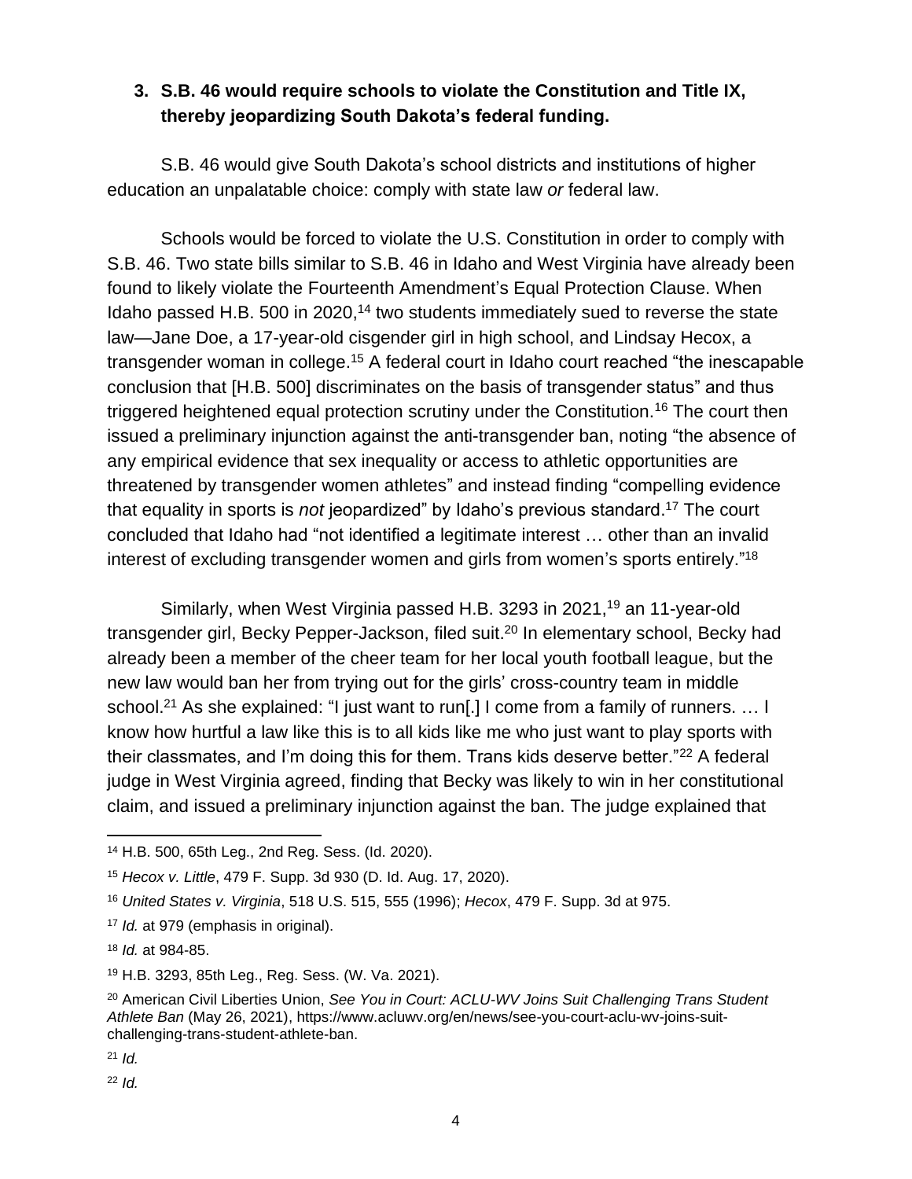### 3. S.B. 46 would require schools to violate the Constitution and Title IX, thereby jeopardizing South Dakota's federal funding.

S.B. 46 would give South Dakota's school districts and institutions of higher education an unpalatable choice: comply with state law *or* federal law.

Schools would be forced to violate the U.S. Constitution in order to comply with S.B. 46. Two state bills similar to S.B. 46 in Idaho and West Virginia have already been found to likely violate the Fourteenth Amendment's Equal Protection Clause. When Idaho passed H.B. 500 in 2020,[14] two students immediately sued to reverse the state law—Jane Doe, a 17-year-old cisgender girl in high school, and Lindsay Hecox, a transgender woman in college.[15] A federal court in Idaho court reached "the inescapable conclusion that [H.B. 500] discriminates on the basis of transgender status" and thus triggered heightened equal protection scrutiny under the Constitution.[16] The court then issued a preliminary injunction against the anti-transgender ban, noting "the absence of any empirical evidence that sex inequality or access to athletic opportunities are threatened by transgender women athletes" and instead finding "compelling evidence that equality in sports is *not* jeopardized" by Idaho's previous standard.[17] The court concluded that Idaho had "not identified a legitimate interest … other than an invalid interest of excluding transgender women and girls from women's sports entirely."[18]

Similarly, when West Virginia passed H.B. 3293 in 2021,[19] an 11-year-old transgender girl, Becky Pepper-Jackson, filed suit.[20] In elementary school, Becky had already been a member of the cheer team for her local youth football league, but the new law would ban her from trying out for the girls' cross-country team in middle school.[21] As she explained: "I just want to run[.] I come from a family of runners. … I know how hurtful a law like this is to all kids like me who just want to play sports with their classmates, and I'm doing this for them. Trans kids deserve better."[22] A federal judge in West Virginia agreed, finding that Becky was likely to win in her constitutional claim, and issued a preliminary injunction against the ban. The judge explained that

---

[14] H.B. 500, 65th Leg., 2nd Reg. Sess. (Id. 2020).

[15] *Hecox v. Little*, 479 F. Supp. 3d 930 (D. Id. Aug. 17, 2020).

[16] *United States v. Virginia*, 518 U.S. 515, 555 (1996); *Hecox*, 479 F. Supp. 3d at 975.

[17] *Id.* at 979 (emphasis in original).

[18] *Id.* at 984-85.

[19] H.B. 3293, 85th Leg., Reg. Sess. (W. Va. 2021).

[20] American Civil Liberties Union, *See You in Court: ACLU-WV Joins Suit Challenging Trans Student Athlete Ban* (May 26, 2021), https://www.acluwv.org/en/news/see-you-court-aclu-wv-joins-suit-challenging-trans-student-athlete-ban.

[21] *Id.*

[22] *Id.*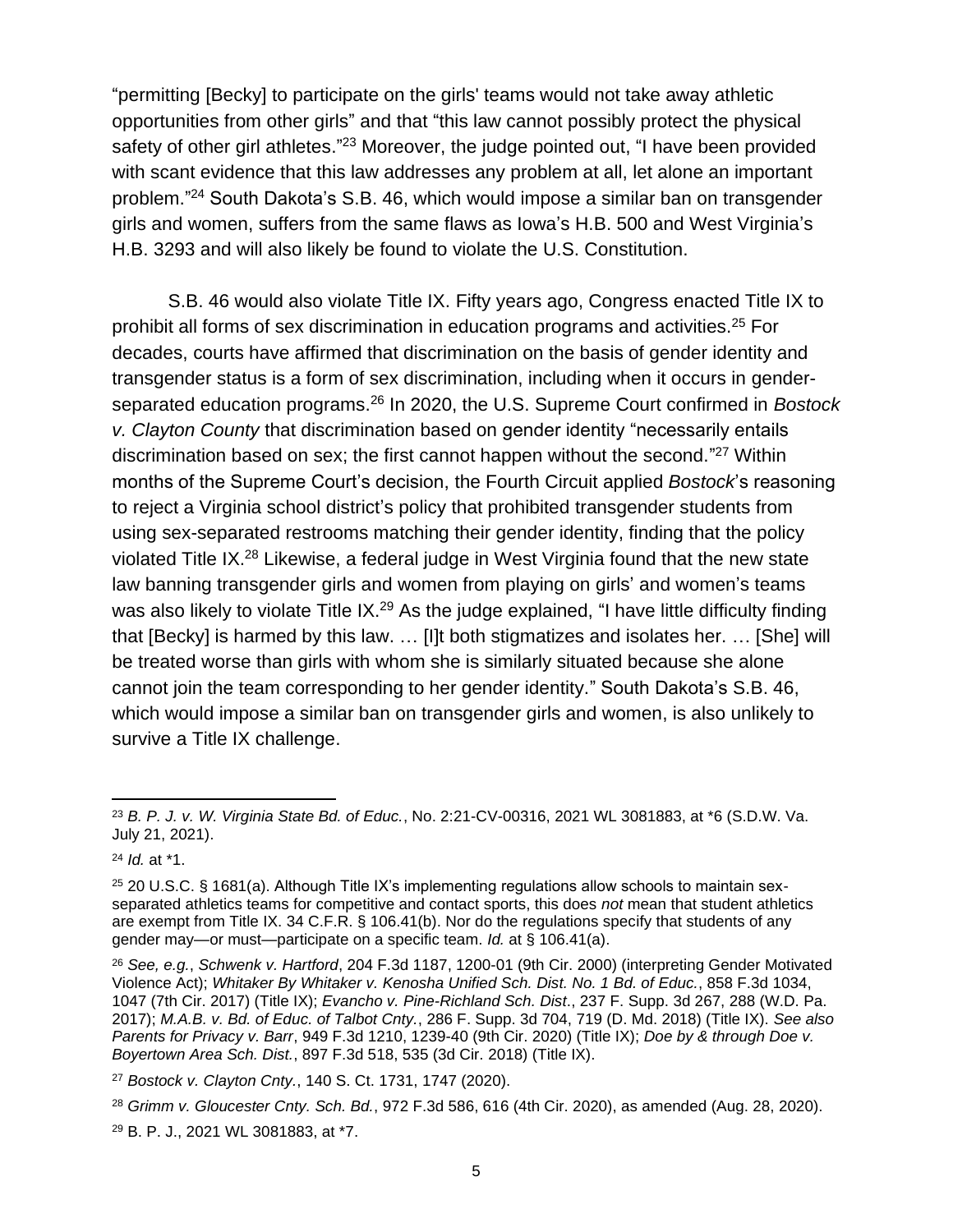"permitting [Becky] to participate on the girls' teams would not take away athletic opportunities from other girls" and that "this law cannot possibly protect the physical safety of other girl athletes."[23] Moreover, the judge pointed out, "I have been provided with scant evidence that this law addresses any problem at all, let alone an important problem."[24] South Dakota's S.B. 46, which would impose a similar ban on transgender girls and women, suffers from the same flaws as Iowa's H.B. 500 and West Virginia's H.B. 3293 and will also likely be found to violate the U.S. Constitution.

S.B. 46 would also violate Title IX. Fifty years ago, Congress enacted Title IX to prohibit all forms of sex discrimination in education programs and activities.[25] For decades, courts have affirmed that discrimination on the basis of gender identity and transgender status is a form of sex discrimination, including when it occurs in gender-separated education programs.[26] In 2020, the U.S. Supreme Court confirmed in *Bostock v. Clayton County* that discrimination based on gender identity "necessarily entails discrimination based on sex; the first cannot happen without the second."[27] Within months of the Supreme Court's decision, the Fourth Circuit applied *Bostock*'s reasoning to reject a Virginia school district's policy that prohibited transgender students from using sex-separated restrooms matching their gender identity, finding that the policy violated Title IX.[28] Likewise, a federal judge in West Virginia found that the new state law banning transgender girls and women from playing on girls' and women's teams was also likely to violate Title IX.[29] As the judge explained, "I have little difficulty finding that [Becky] is harmed by this law. … [I]t both stigmatizes and isolates her. … [She] will be treated worse than girls with whom she is similarly situated because she alone cannot join the team corresponding to her gender identity." South Dakota's S.B. 46, which would impose a similar ban on transgender girls and women, is also unlikely to survive a Title IX challenge.

---

[23] *B. P. J. v. W. Virginia State Bd. of Educ.*, No. 2:21-CV-00316, 2021 WL 3081883, at *6 (S.D.W. Va. July 21, 2021).

[24] *Id.* at *1.

[25] 20 U.S.C. § 1681(a). Although Title IX's implementing regulations allow schools to maintain sex-separated athletics teams for competitive and contact sports, this does *not* mean that student athletics are exempt from Title IX. 34 C.F.R. § 106.41(b). Nor do the regulations specify that students of any gender may—or must—participate on a specific team. *Id.* at § 106.41(a).

[26] *See, e.g.*, *Schwenk v. Hartford*, 204 F.3d 1187, 1200-01 (9th Cir. 2000) (interpreting Gender Motivated Violence Act); *Whitaker By Whitaker v. Kenosha Unified Sch. Dist. No. 1 Bd. of Educ.*, 858 F.3d 1034, 1047 (7th Cir. 2017) (Title IX); *Evancho v. Pine-Richland Sch. Dist*., 237 F. Supp. 3d 267, 288 (W.D. Pa. 2017); *M.A.B. v. Bd. of Educ. of Talbot Cnty.*, 286 F. Supp. 3d 704, 719 (D. Md. 2018) (Title IX). *See also Parents for Privacy v. Barr*, 949 F.3d 1210, 1239-40 (9th Cir. 2020) (Title IX); *Doe by & through Doe v. Boyertown Area Sch. Dist.*, 897 F.3d 518, 535 (3d Cir. 2018) (Title IX).

[27] *Bostock v. Clayton Cnty.*, 140 S. Ct. 1731, 1747 (2020).

[28] *Grimm v. Gloucester Cnty. Sch. Bd.*, 972 F.3d 586, 616 (4th Cir. 2020), as amended (Aug. 28, 2020).

[29] B. P. J., 2021 WL 3081883, at *7.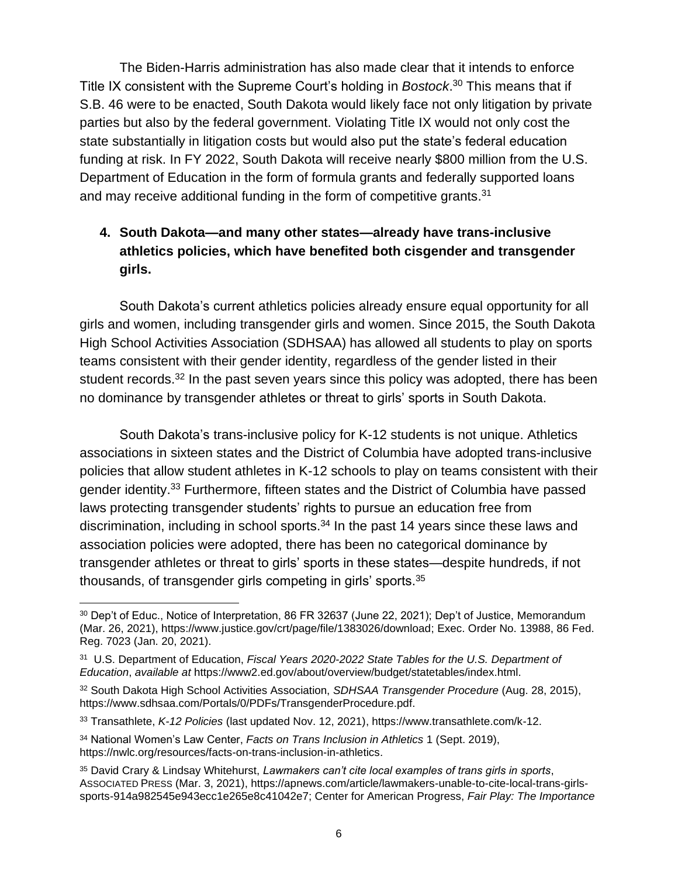The Biden-Harris administration has also made clear that it intends to enforce Title IX consistent with the Supreme Court's holding in *Bostock*.[30] This means that if S.B. 46 were to be enacted, South Dakota would likely face not only litigation by private parties but also by the federal government. Violating Title IX would not only cost the state substantially in litigation costs but would also put the state's federal education funding at risk. In FY 2022, South Dakota will receive nearly $800 million from the U.S. Department of Education in the form of formula grants and federally supported loans and may receive additional funding in the form of competitive grants.[31]

## 4. South Dakota—and many other states—already have trans-inclusive athletics policies, which have benefited both cisgender and transgender girls.

South Dakota's current athletics policies already ensure equal opportunity for all girls and women, including transgender girls and women. Since 2015, the South Dakota High School Activities Association (SDHSAA) has allowed all students to play on sports teams consistent with their gender identity, regardless of the gender listed in their student records.[32] In the past seven years since this policy was adopted, there has been no dominance by transgender athletes or threat to girls' sports in South Dakota.

South Dakota's trans-inclusive policy for K-12 students is not unique. Athletics associations in sixteen states and the District of Columbia have adopted trans-inclusive policies that allow student athletes in K-12 schools to play on teams consistent with their gender identity.[33] Furthermore, fifteen states and the District of Columbia have passed laws protecting transgender students' rights to pursue an education free from discrimination, including in school sports.[34] In the past 14 years since these laws and association policies were adopted, there has been no categorical dominance by transgender athletes or threat to girls' sports in these states—despite hundreds, if not thousands, of transgender girls competing in girls' sports.[35]

---

[30] Dep't of Educ., Notice of Interpretation, 86 FR 32637 (June 22, 2021); Dep't of Justice, Memorandum (Mar. 26, 2021), https://www.justice.gov/crt/page/file/1383026/download; Exec. Order No. 13988, 86 Fed. Reg. 7023 (Jan. 20, 2021).

[31] U.S. Department of Education, *Fiscal Years 2020-2022 State Tables for the U.S. Department of Education*, *available at* https://www2.ed.gov/about/overview/budget/statetables/index.html.

[32] South Dakota High School Activities Association, *SDHSAA Transgender Procedure* (Aug. 28, 2015), https://www.sdhsaa.com/Portals/0/PDFs/TransgenderProcedure.pdf.

[33] Transathlete, *K-12 Policies* (last updated Nov. 12, 2021), https://www.transathlete.com/k-12.

[34] National Women's Law Center, *Facts on Trans Inclusion in Athletics* 1 (Sept. 2019), https://nwlc.org/resources/facts-on-trans-inclusion-in-athletics.

[35] David Crary & Lindsay Whitehurst, *Lawmakers can't cite local examples of trans girls in sports*, ASSOCIATED PRESS (Mar. 3, 2021), https://apnews.com/article/lawmakers-unable-to-cite-local-trans-girls-sports-914a982545e943ecc1e265e8c41042e7; Center for American Progress, *Fair Play: The Importance*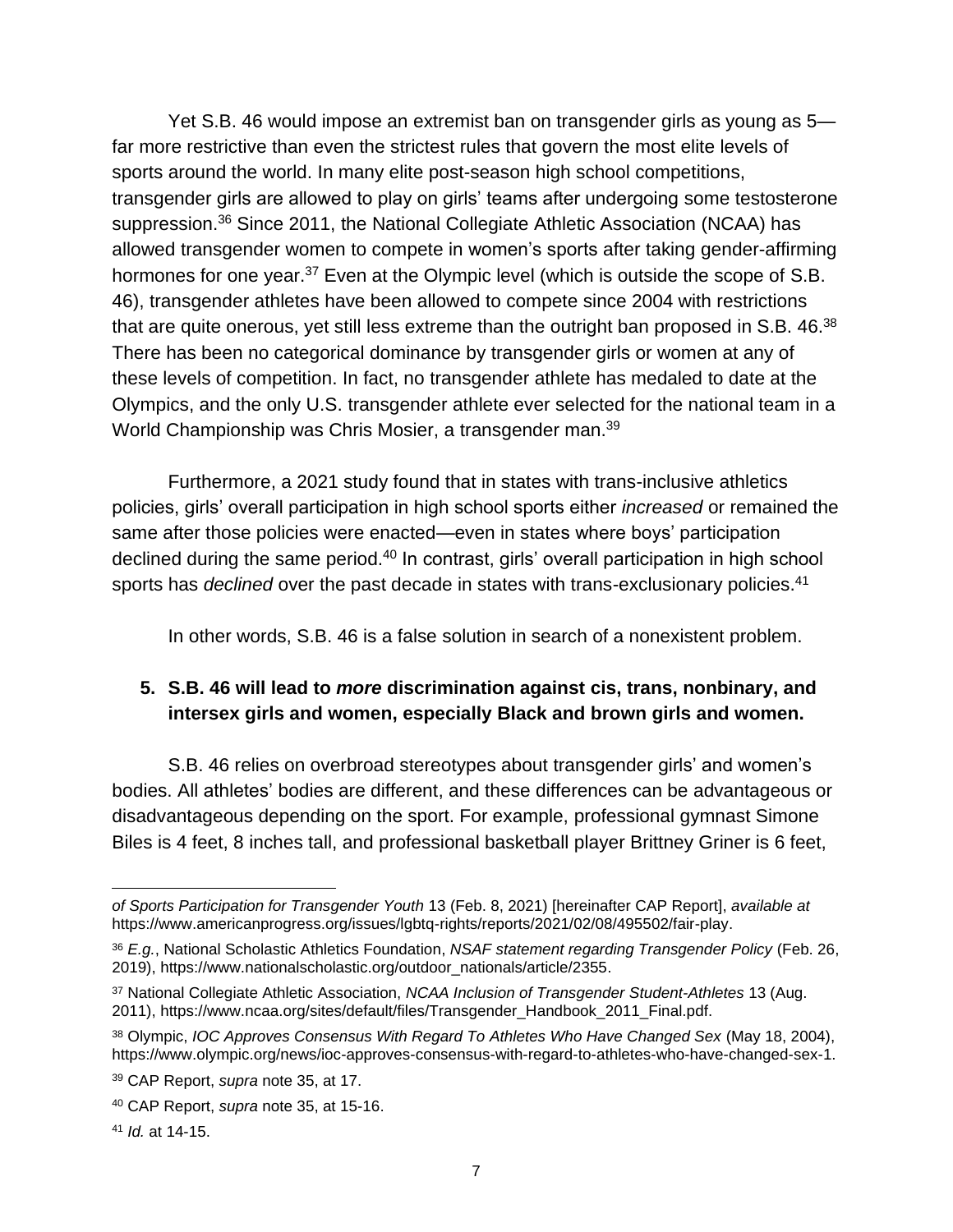Yet S.B. 46 would impose an extremist ban on transgender girls as young as 5—far more restrictive than even the strictest rules that govern the most elite levels of sports around the world. In many elite post-season high school competitions, transgender girls are allowed to play on girls' teams after undergoing some testosterone suppression.[36] Since 2011, the National Collegiate Athletic Association (NCAA) has allowed transgender women to compete in women's sports after taking gender-affirming hormones for one year.[37] Even at the Olympic level (which is outside the scope of S.B. 46), transgender athletes have been allowed to compete since 2004 with restrictions that are quite onerous, yet still less extreme than the outright ban proposed in S.B. 46.[38] There has been no categorical dominance by transgender girls or women at any of these levels of competition. In fact, no transgender athlete has medaled to date at the Olympics, and the only U.S. transgender athlete ever selected for the national team in a World Championship was Chris Mosier, a transgender man.[39]

Furthermore, a 2021 study found that in states with trans-inclusive athletics policies, girls' overall participation in high school sports either *increased* or remained the same after those policies were enacted—even in states where boys' participation declined during the same period.[40] In contrast, girls' overall participation in high school sports has *declined* over the past decade in states with trans-exclusionary policies.[41]

In other words, S.B. 46 is a false solution in search of a nonexistent problem.

**5. S.B. 46 will lead to *more* discrimination against cis, trans, nonbinary, and intersex girls and women, especially Black and brown girls and women.**

S.B. 46 relies on overbroad stereotypes about transgender girls' and women's bodies. All athletes' bodies are different, and these differences can be advantageous or disadvantageous depending on the sport. For example, professional gymnast Simone Biles is 4 feet, 8 inches tall, and professional basketball player Brittney Griner is 6 feet,

---

*of Sports Participation for Transgender Youth* 13 (Feb. 8, 2021) [hereinafter CAP Report], *available at* https://www.americanprogress.org/issues/lgbtq-rights/reports/2021/02/08/495502/fair-play.

[36] *E.g.*, National Scholastic Athletics Foundation, *NSAF statement regarding Transgender Policy* (Feb. 26, 2019), https://www.nationalscholastic.org/outdoor_nationals/article/2355.

[37] National Collegiate Athletic Association, *NCAA Inclusion of Transgender Student-Athletes* 13 (Aug. 2011), https://www.ncaa.org/sites/default/files/Transgender_Handbook_2011_Final.pdf.

[38] Olympic, *IOC Approves Consensus With Regard To Athletes Who Have Changed Sex* (May 18, 2004), https://www.olympic.org/news/ioc-approves-consensus-with-regard-to-athletes-who-have-changed-sex-1.

[39] CAP Report, *supra* note 35, at 17.

[40] CAP Report, *supra* note 35, at 15-16.

[41] *Id.* at 14-15.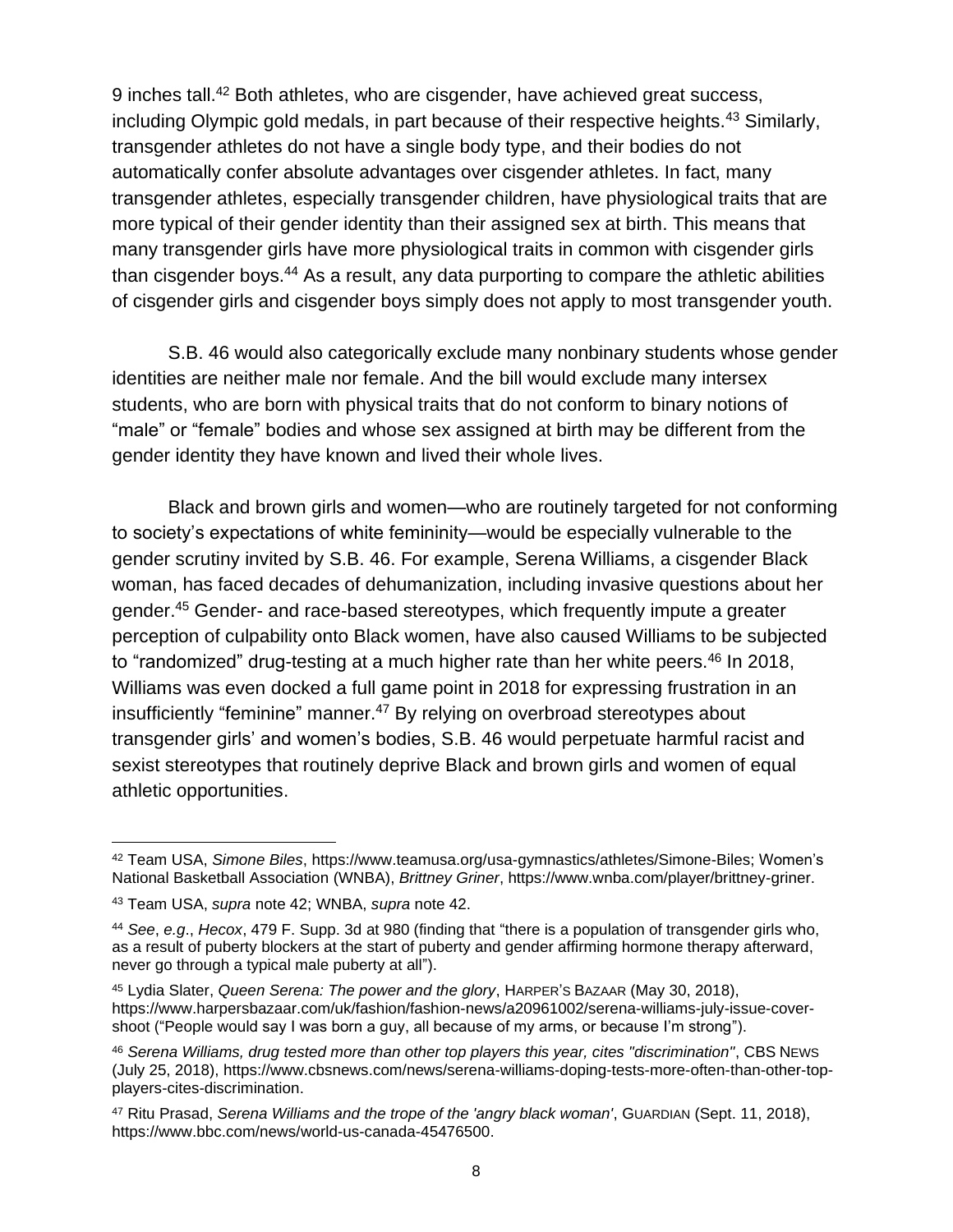9 inches tall.[42] Both athletes, who are cisgender, have achieved great success, including Olympic gold medals, in part because of their respective heights.[43] Similarly, transgender athletes do not have a single body type, and their bodies do not automatically confer absolute advantages over cisgender athletes. In fact, many transgender athletes, especially transgender children, have physiological traits that are more typical of their gender identity than their assigned sex at birth. This means that many transgender girls have more physiological traits in common with cisgender girls than cisgender boys.[44] As a result, any data purporting to compare the athletic abilities of cisgender girls and cisgender boys simply does not apply to most transgender youth.

S.B. 46 would also categorically exclude many nonbinary students whose gender identities are neither male nor female. And the bill would exclude many intersex students, who are born with physical traits that do not conform to binary notions of "male" or "female" bodies and whose sex assigned at birth may be different from the gender identity they have known and lived their whole lives.

Black and brown girls and women—who are routinely targeted for not conforming to society's expectations of white femininity—would be especially vulnerable to the gender scrutiny invited by S.B. 46. For example, Serena Williams, a cisgender Black woman, has faced decades of dehumanization, including invasive questions about her gender.[45] Gender- and race-based stereotypes, which frequently impute a greater perception of culpability onto Black women, have also caused Williams to be subjected to "randomized" drug-testing at a much higher rate than her white peers.[46] In 2018, Williams was even docked a full game point in 2018 for expressing frustration in an insufficiently "feminine" manner.[47] By relying on overbroad stereotypes about transgender girls' and women's bodies, S.B. 46 would perpetuate harmful racist and sexist stereotypes that routinely deprive Black and brown girls and women of equal athletic opportunities.

---

[42] Team USA, *Simone Biles*, https://www.teamusa.org/usa-gymnastics/athletes/Simone-Biles; Women's National Basketball Association (WNBA), *Brittney Griner*, https://www.wnba.com/player/brittney-griner.

[43] Team USA, *supra* note 42; WNBA, *supra* note 42.

[44] *See*, *e.g*., *Hecox*, 479 F. Supp. 3d at 980 (finding that "there is a population of transgender girls who, as a result of puberty blockers at the start of puberty and gender affirming hormone therapy afterward, never go through a typical male puberty at all").

[45] Lydia Slater, *Queen Serena: The power and the glory*, HARPER'S BAZAAR (May 30, 2018), https://www.harpersbazaar.com/uk/fashion/fashion-news/a20961002/serena-williams-july-issue-cover-shoot ("People would say I was born a guy, all because of my arms, or because I'm strong").

[46] *Serena Williams, drug tested more than other top players this year, cites "discrimination"*, CBS NEWS (July 25, 2018), https://www.cbsnews.com/news/serena-williams-doping-tests-more-often-than-other-top-players-cites-discrimination.

[47] Ritu Prasad, *Serena Williams and the trope of the 'angry black woman'*, GUARDIAN (Sept. 11, 2018), https://www.bbc.com/news/world-us-canada-45476500.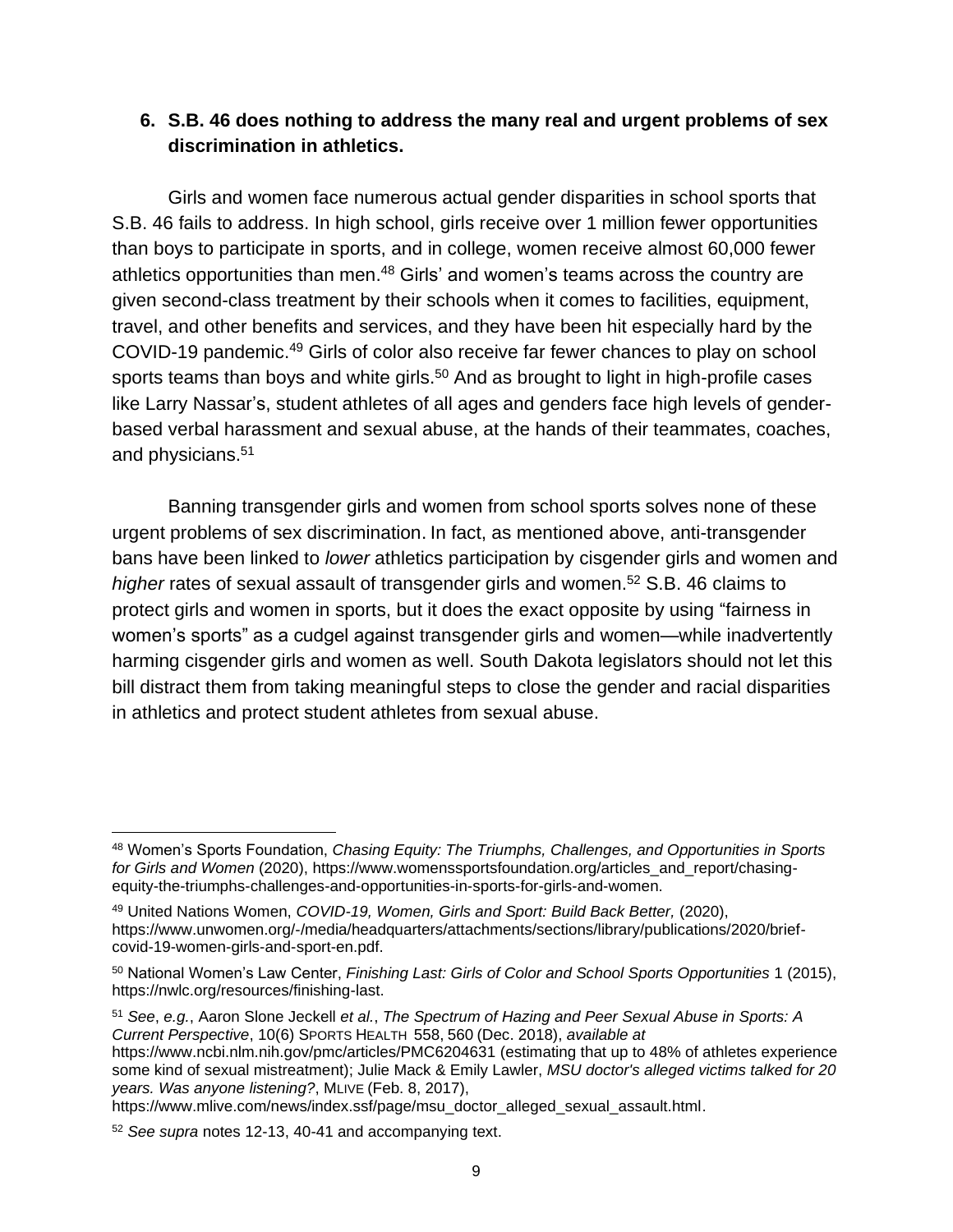### 6. S.B. 46 does nothing to address the many real and urgent problems of sex discrimination in athletics.

Girls and women face numerous actual gender disparities in school sports that S.B. 46 fails to address. In high school, girls receive over 1 million fewer opportunities than boys to participate in sports, and in college, women receive almost 60,000 fewer athletics opportunities than men.[48] Girls' and women's teams across the country are given second-class treatment by their schools when it comes to facilities, equipment, travel, and other benefits and services, and they have been hit especially hard by the COVID-19 pandemic.[49] Girls of color also receive far fewer chances to play on school sports teams than boys and white girls.[50] And as brought to light in high-profile cases like Larry Nassar's, student athletes of all ages and genders face high levels of gender-based verbal harassment and sexual abuse, at the hands of their teammates, coaches, and physicians.[51]

Banning transgender girls and women from school sports solves none of these urgent problems of sex discrimination. In fact, as mentioned above, anti-transgender bans have been linked to *lower* athletics participation by cisgender girls and women and *higher* rates of sexual assault of transgender girls and women.[52] S.B. 46 claims to protect girls and women in sports, but it does the exact opposite by using "fairness in women's sports" as a cudgel against transgender girls and women—while inadvertently harming cisgender girls and women as well. South Dakota legislators should not let this bill distract them from taking meaningful steps to close the gender and racial disparities in athletics and protect student athletes from sexual abuse.

---

[48] Women's Sports Foundation, *Chasing Equity: The Triumphs, Challenges, and Opportunities in Sports for Girls and Women* (2020), https://www.womenssportsfoundation.org/articles_and_report/chasing-equity-the-triumphs-challenges-and-opportunities-in-sports-for-girls-and-women.

[49] United Nations Women, *COVID-19, Women, Girls and Sport: Build Back Better,* (2020), https://www.unwomen.org/-/media/headquarters/attachments/sections/library/publications/2020/brief-covid-19-women-girls-and-sport-en.pdf.

[50] National Women's Law Center, *Finishing Last: Girls of Color and School Sports Opportunities* 1 (2015), https://nwlc.org/resources/finishing-last.

[51] *See*, *e.g.*, Aaron Slone Jeckell *et al.*, *The Spectrum of Hazing and Peer Sexual Abuse in Sports: A Current Perspective*, 10(6) SPORTS HEALTH 558, 560 (Dec. 2018), *available at* https://www.ncbi.nlm.nih.gov/pmc/articles/PMC6204631 (estimating that up to 48% of athletes experience some kind of sexual mistreatment); Julie Mack & Emily Lawler, *MSU doctor's alleged victims talked for 20 years. Was anyone listening?*, MLIVE (Feb. 8, 2017), https://www.mlive.com/news/index.ssf/page/msu_doctor_alleged_sexual_assault.html.

[52] *See supra* notes 12-13, 40-41 and accompanying text.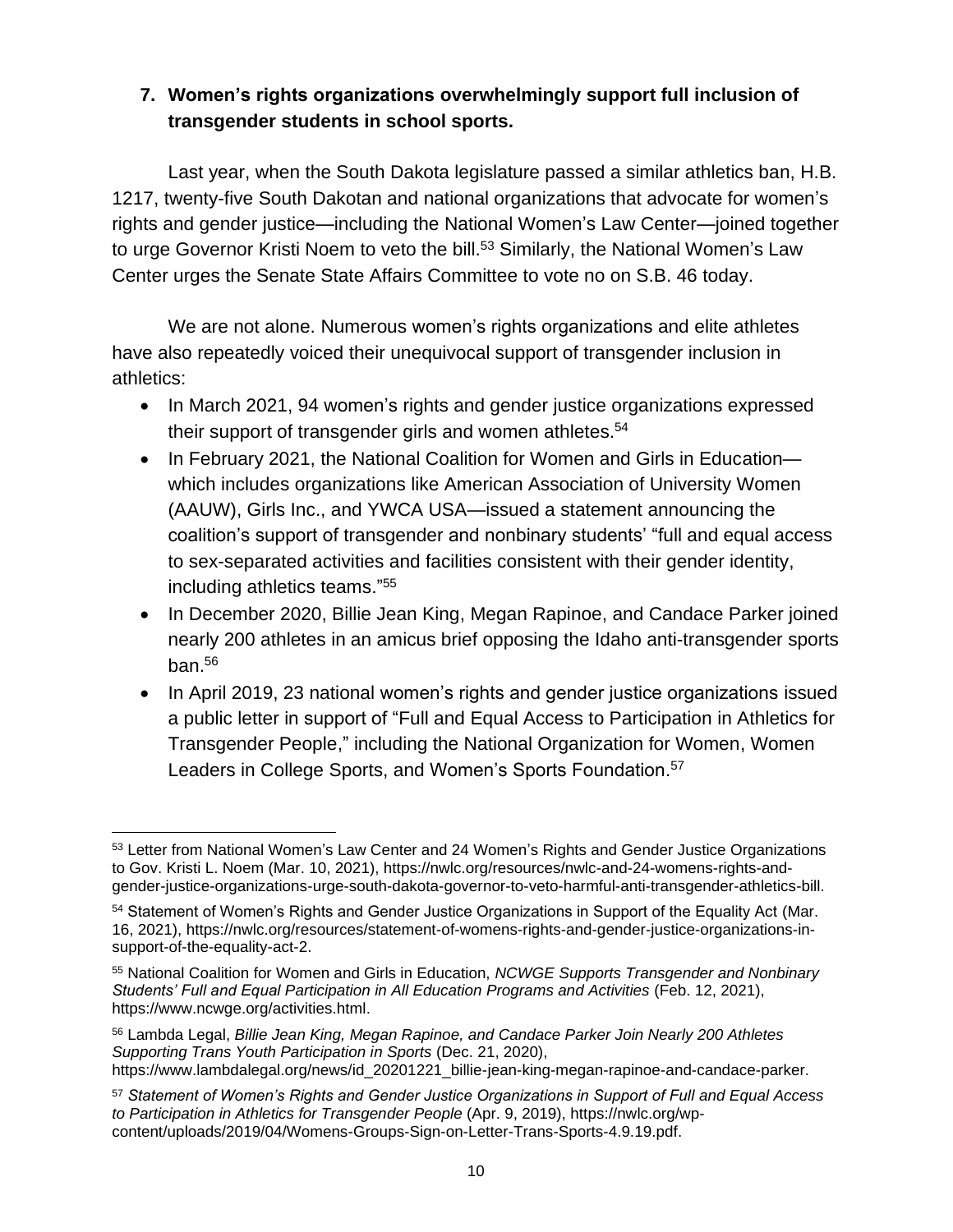**7. Women's rights organizations overwhelmingly support full inclusion of transgender students in school sports.**

Last year, when the South Dakota legislature passed a similar athletics ban, H.B. 1217, twenty-five South Dakotan and national organizations that advocate for women's rights and gender justice—including the National Women's Law Center—joined together to urge Governor Kristi Noem to veto the bill.[53] Similarly, the National Women's Law Center urges the Senate State Affairs Committee to vote no on S.B. 46 today.

We are not alone. Numerous women's rights organizations and elite athletes have also repeatedly voiced their unequivocal support of transgender inclusion in athletics:

- In March 2021, 94 women's rights and gender justice organizations expressed their support of transgender girls and women athletes.[54]
- In February 2021, the National Coalition for Women and Girls in Education—which includes organizations like American Association of University Women (AAUW), Girls Inc., and YWCA USA—issued a statement announcing the coalition's support of transgender and nonbinary students' "full and equal access to sex-separated activities and facilities consistent with their gender identity, including athletics teams."[55]
- In December 2020, Billie Jean King, Megan Rapinoe, and Candace Parker joined nearly 200 athletes in an amicus brief opposing the Idaho anti-transgender sports ban.[56]
- In April 2019, 23 national women's rights and gender justice organizations issued a public letter in support of "Full and Equal Access to Participation in Athletics for Transgender People," including the National Organization for Women, Women Leaders in College Sports, and Women's Sports Foundation.[57]

---

[53] Letter from National Women's Law Center and 24 Women's Rights and Gender Justice Organizations to Gov. Kristi L. Noem (Mar. 10, 2021), https://nwlc.org/resources/nwlc-and-24-womens-rights-and-gender-justice-organizations-urge-south-dakota-governor-to-veto-harmful-anti-transgender-athletics-bill.

[54] Statement of Women's Rights and Gender Justice Organizations in Support of the Equality Act (Mar. 16, 2021), https://nwlc.org/resources/statement-of-womens-rights-and-gender-justice-organizations-in-support-of-the-equality-act-2.

[55] National Coalition for Women and Girls in Education, *NCWGE Supports Transgender and Nonbinary Students' Full and Equal Participation in All Education Programs and Activities* (Feb. 12, 2021), https://www.ncwge.org/activities.html.

[56] Lambda Legal, *Billie Jean King, Megan Rapinoe, and Candace Parker Join Nearly 200 Athletes Supporting Trans Youth Participation in Sports* (Dec. 21, 2020), https://www.lambdalegal.org/news/id_20201221_billie-jean-king-megan-rapinoe-and-candace-parker.

[57] *Statement of Women's Rights and Gender Justice Organizations in Support of Full and Equal Access to Participation in Athletics for Transgender People* (Apr. 9, 2019), https://nwlc.org/wp-content/uploads/2019/04/Womens-Groups-Sign-on-Letter-Trans-Sports-4.9.19.pdf.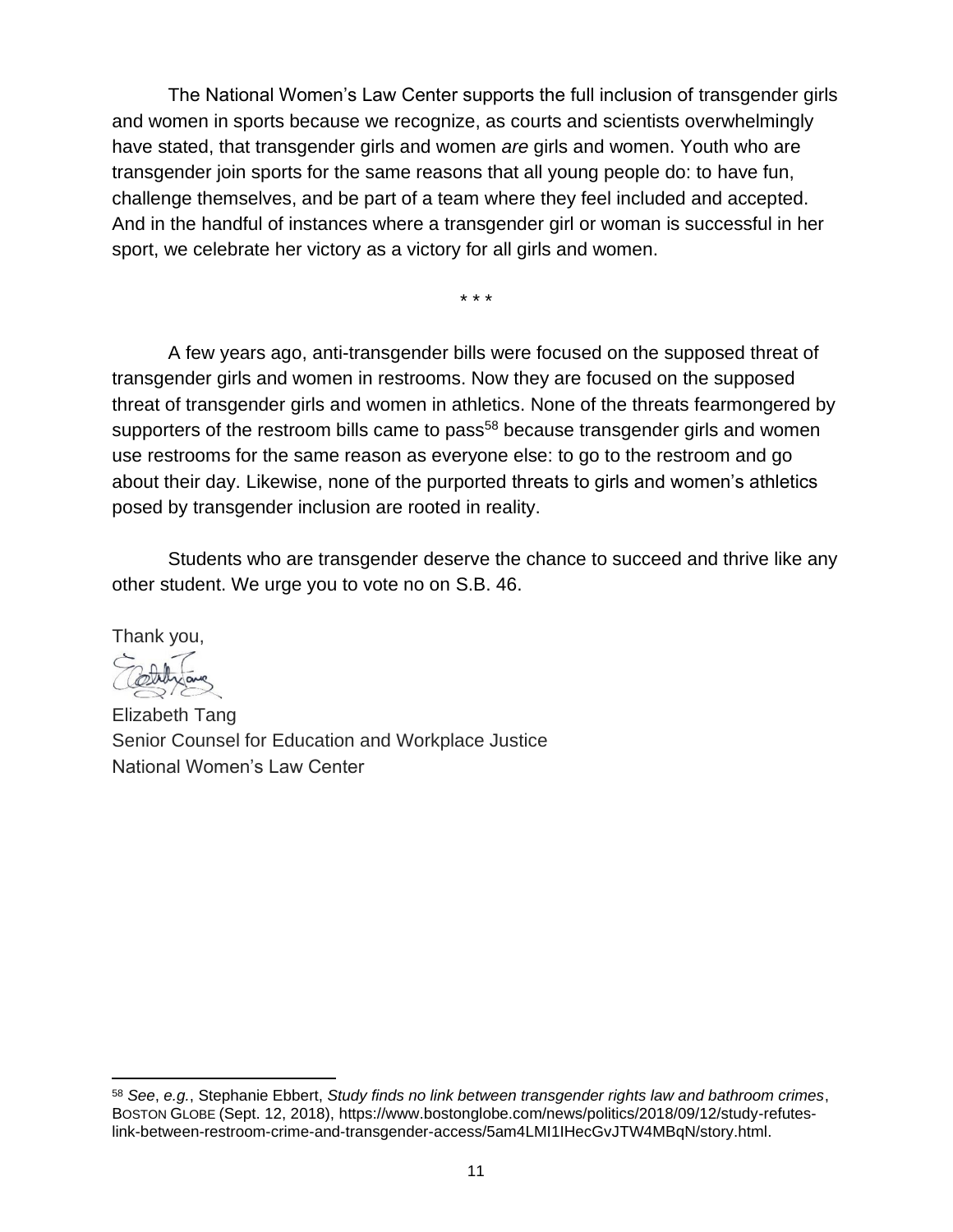The National Women's Law Center supports the full inclusion of transgender girls and women in sports because we recognize, as courts and scientists overwhelmingly have stated, that transgender girls and women *are* girls and women. Youth who are transgender join sports for the same reasons that all young people do: to have fun, challenge themselves, and be part of a team where they feel included and accepted. And in the handful of instances where a transgender girl or woman is successful in her sport, we celebrate her victory as a victory for all girls and women.

\* \* \*

A few years ago, anti-transgender bills were focused on the supposed threat of transgender girls and women in restrooms. Now they are focused on the supposed threat of transgender girls and women in athletics. None of the threats fearmongered by supporters of the restroom bills came to pass[58] because transgender girls and women use restrooms for the same reason as everyone else: to go to the restroom and go about their day. Likewise, none of the purported threats to girls and women's athletics posed by transgender inclusion are rooted in reality.

Students who are transgender deserve the chance to succeed and thrive like any other student. We urge you to vote no on S.B. 46.

Thank you,

Elizabeth Tang
Senior Counsel for Education and Workplace Justice
National Women's Law Center

---

[58] *See*, *e.g.*, Stephanie Ebbert, *Study finds no link between transgender rights law and bathroom crimes*, BOSTON GLOBE (Sept. 12, 2018), https://www.bostonglobe.com/news/politics/2018/09/12/study-refutes-link-between-restroom-crime-and-transgender-access/5am4LMI1IHecGvJTW4MBqN/story.html.